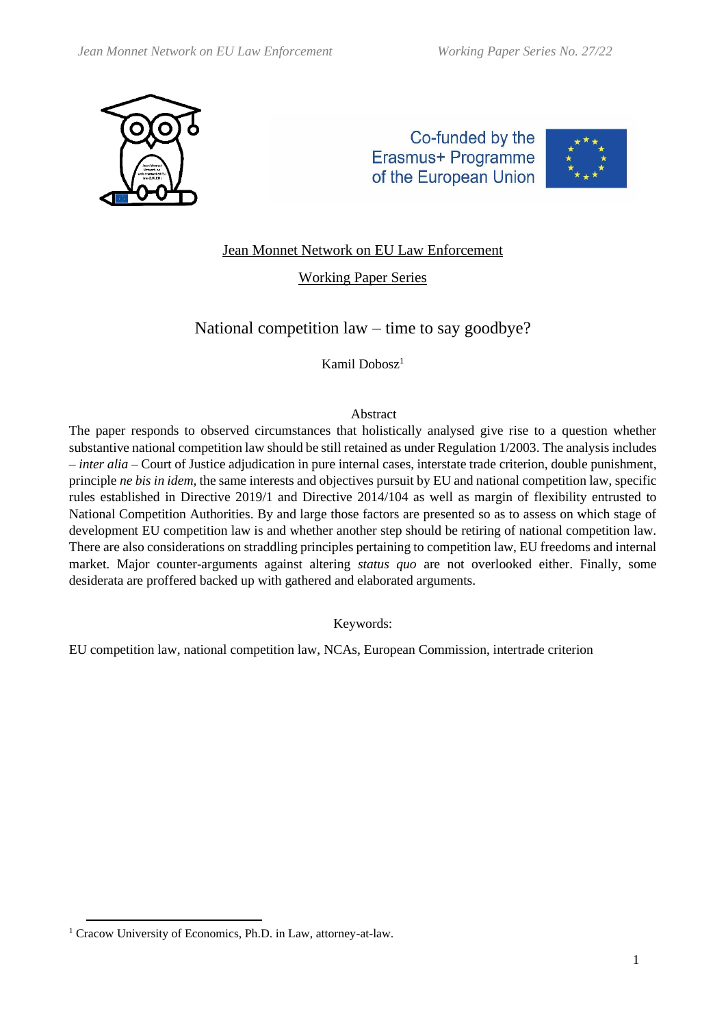Jean Monnet Network on EU Law Enforcement

Working Paper Series

# National competition law – time to say goodbye?

Kamil Dobosz[1]

## Abstract

The paper responds to observed circumstances that holistically analysed give rise to a question whether substantive national competition law should be still retained as under Regulation 1/2003. The analysis includes – *inter alia* – Court of Justice adjudication in pure internal cases, interstate trade criterion, double punishment, principle *ne bis in idem,* the same interests and objectives pursuit by EU and national competition law, specific rules established in Directive 2019/1 and Directive 2014/104 as well as margin of flexibility entrusted to National Competition Authorities. By and large those factors are presented so as to assess on which stage of development EU competition law is and whether another step should be retiring of national competition law. There are also considerations on straddling principles pertaining to competition law, EU freedoms and internal market. Major counter-arguments against altering *status quo* are not overlooked either. Finally, some desiderata are proffered backed up with gathered and elaborated arguments.

Keywords:

EU competition law, national competition law, NCAs, European Commission, intertrade criterion

[1] Cracow University of Economics, Ph.D. in Law, attorney-at-law.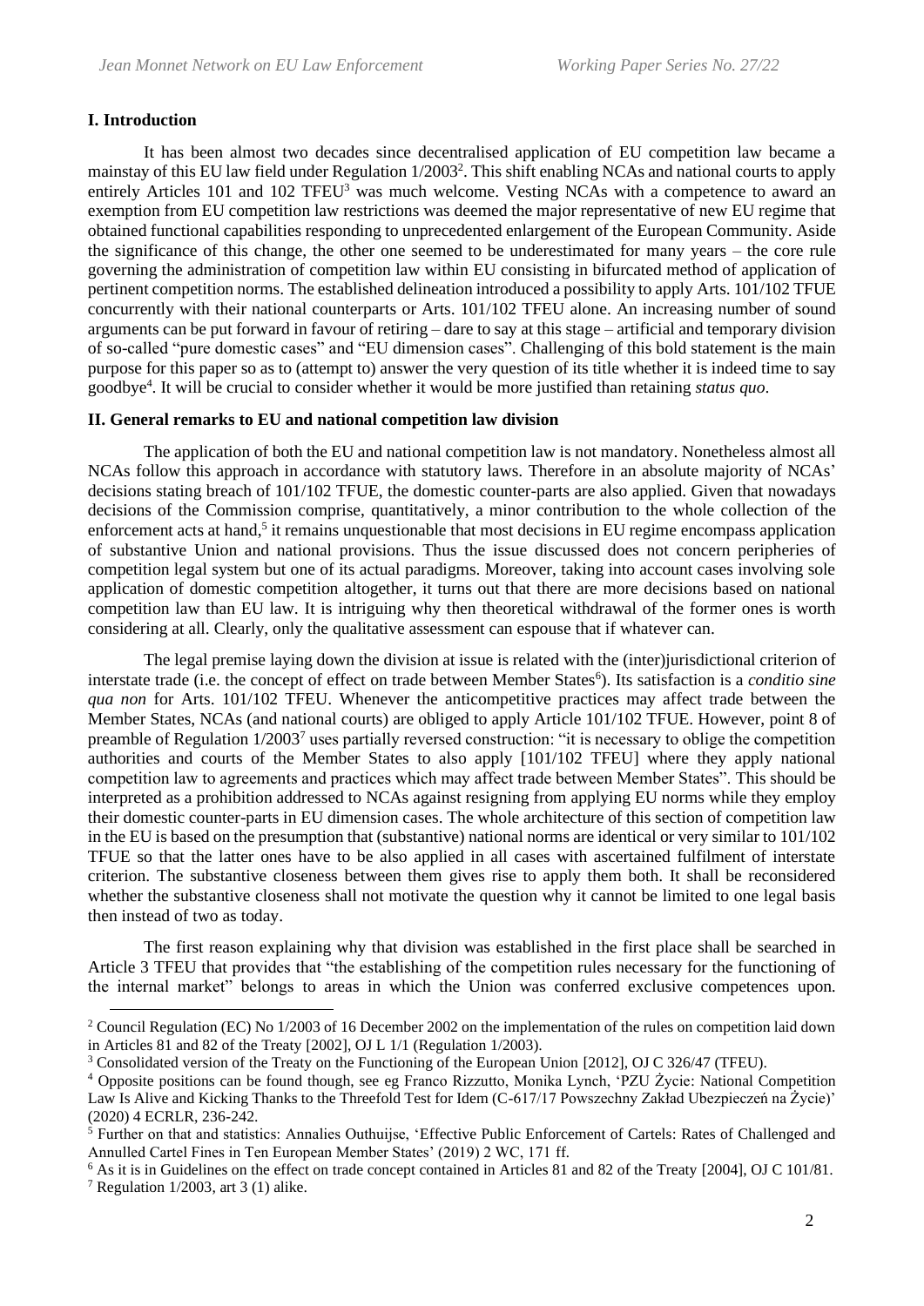## I. Introduction

It has been almost two decades since decentralised application of EU competition law became a mainstay of this EU law field under Regulation 1/2003[2]. This shift enabling NCAs and national courts to apply entirely Articles 101 and 102 TFEU[3] was much welcome. Vesting NCAs with a competence to award an exemption from EU competition law restrictions was deemed the major representative of new EU regime that obtained functional capabilities responding to unprecedented enlargement of the European Community. Aside the significance of this change, the other one seemed to be underestimated for many years – the core rule governing the administration of competition law within EU consisting in bifurcated method of application of pertinent competition norms. The established delineation introduced a possibility to apply Arts. 101/102 TFUE concurrently with their national counterparts or Arts. 101/102 TFEU alone. An increasing number of sound arguments can be put forward in favour of retiring – dare to say at this stage – artificial and temporary division of so-called "pure domestic cases" and "EU dimension cases". Challenging of this bold statement is the main purpose for this paper so as to (attempt to) answer the very question of its title whether it is indeed time to say goodbye[4]. It will be crucial to consider whether it would be more justified than retaining *status quo*.

## II. General remarks to EU and national competition law division

The application of both the EU and national competition law is not mandatory. Nonetheless almost all NCAs follow this approach in accordance with statutory laws. Therefore in an absolute majority of NCAs' decisions stating breach of 101/102 TFEU, the domestic counter-parts are also applied. Given that nowadays decisions of the Commission comprise, quantitatively, a minor contribution to the whole collection of the enforcement acts at hand,[5] it remains unquestionable that most decisions in EU regime encompass application of substantive Union and national provisions. Thus the issue discussed does not concern peripheries of competition legal system but one of its actual paradigms. Moreover, taking into account cases involving sole application of domestic competition altogether, it turns out that there are more decisions based on national competition law than EU law. It is intriguing why then theoretical withdrawal of the former ones is worth considering at all. Clearly, only the qualitative assessment can espouse that if whatever can.

The legal premise laying down the division at issue is related with the (inter)jurisdictional criterion of interstate trade (i.e. the concept of effect on trade between Member States[6]). Its satisfaction is a *conditio sine qua non* for Arts. 101/102 TFEU. Whenever the anticompetitive practices may affect trade between the Member States, NCAs (and national courts) are obliged to apply Article 101/102 TFEU. However, point 8 of preamble of Regulation 1/2003[7] uses partially reversed construction: "it is necessary to oblige the competition authorities and courts of the Member States to also apply [101/102 TFEU] where they apply national competition law to agreements and practices which may affect trade between Member States". This should be interpreted as a prohibition addressed to NCAs against resigning from applying EU norms while they employ their domestic counter-parts in EU dimension cases. The whole architecture of this section of competition law in the EU is based on the presumption that (substantive) national norms are identical or very similar to 101/102 TFUE so that the latter ones have to be also applied in all cases with ascertained fulfilment of interstate criterion. The substantive closeness between them gives rise to apply them both. It shall be reconsidered whether the substantive closeness shall not motivate the question why it cannot be limited to one legal basis then instead of two as today.

The first reason explaining why that division was established in the first place shall be searched in Article 3 TFEU that provides that "the establishing of the competition rules necessary for the functioning of the internal market" belongs to areas in which the Union was conferred exclusive competences upon.

---

[2] Council Regulation (EC) No 1/2003 of 16 December 2002 on the implementation of the rules on competition laid down in Articles 81 and 82 of the Treaty [2002], OJ L 1/1 (Regulation 1/2003).

[3] Consolidated version of the Treaty on the Functioning of the European Union [2012], OJ C 326/47 (TFEU).

[4] Opposite positions can be found though, see eg Franco Rizzutto, Monika Lynch, 'PZU Życie: National Competition Law Is Alive and Kicking Thanks to the Threefold Test for Idem (C-617/17 Powszechny Zakład Ubezpieczeń na Życie)' (2020) 4 ECRLR, 236-242.

[5] Further on that and statistics: Annalies Outhuijse, 'Effective Public Enforcement of Cartels: Rates of Challenged and Annulled Cartel Fines in Ten European Member States' (2019) 2 WC, 171 ff.

[6] As it is in Guidelines on the effect on trade concept contained in Articles 81 and 82 of the Treaty [2004], OJ C 101/81.

[7] Regulation 1/2003, art 3 (1) alike.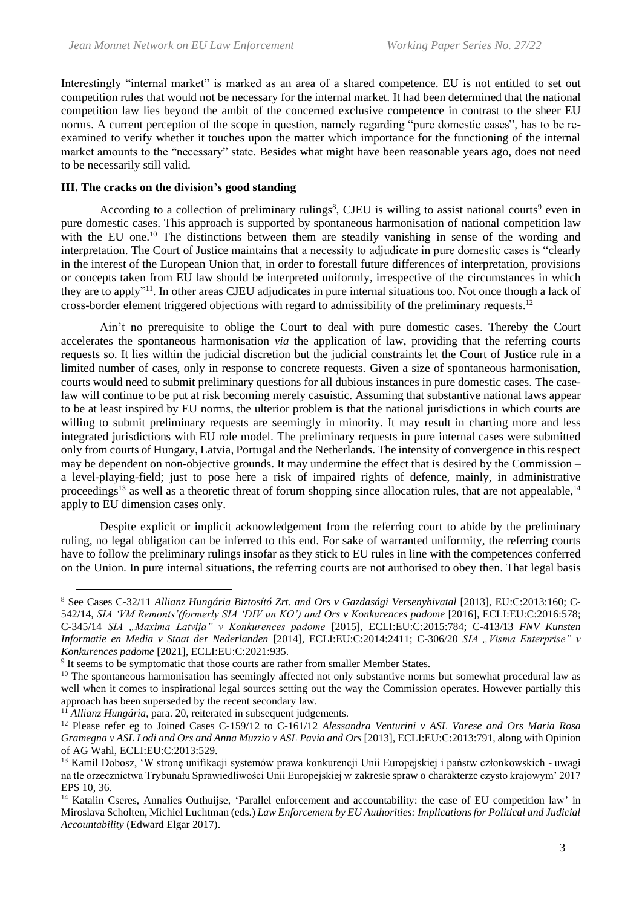Interestingly "internal market" is marked as an area of a shared competence. EU is not entitled to set out competition rules that would not be necessary for the internal market. It had been determined that the national competition law lies beyond the ambit of the concerned exclusive competence in contrast to the sheer EU norms. A current perception of the scope in question, namely regarding "pure domestic cases", has to be re-examined to verify whether it touches upon the matter which importance for the functioning of the internal market amounts to the "necessary" state. Besides what might have been reasonable years ago, does not need to be necessarily still valid.

**III. The cracks on the division's good standing**

According to a collection of preliminary rulings[8], CJEU is willing to assist national courts[9] even in pure domestic cases. This approach is supported by spontaneous harmonisation of national competition law with the EU one.[10] The distinctions between them are steadily vanishing in sense of the wording and interpretation. The Court of Justice maintains that a necessity to adjudicate in pure domestic cases is "clearly in the interest of the European Union that, in order to forestall future differences of interpretation, provisions or concepts taken from EU law should be interpreted uniformly, irrespective of the circumstances in which they are to apply"[11]. In other areas CJEU adjudicates in pure internal situations too. Not once though a lack of cross-border element triggered objections with regard to admissibility of the preliminary requests.[12]

Ain't no prerequisite to oblige the Court to deal with pure domestic cases. Thereby the Court accelerates the spontaneous harmonisation *via* the application of law, providing that the referring courts requests so. It lies within the judicial discretion but the judicial constraints let the Court of Justice rule in a limited number of cases, only in response to concrete requests. Given a size of spontaneous harmonisation, courts would need to submit preliminary questions for all dubious instances in pure domestic cases. The case-law will continue to be put at risk becoming merely casuistic. Assuming that substantive national laws appear to be at least inspired by EU norms, the ulterior problem is that the national jurisdictions in which courts are willing to submit preliminary requests are seemingly in minority. It may result in charting more and less integrated jurisdictions with EU role model. The preliminary requests in pure internal cases were submitted only from courts of Hungary, Latvia, Portugal and the Netherlands. The intensity of convergence in this respect may be dependent on non-objective grounds. It may undermine the effect that is desired by the Commission – a level-playing-field; just to pose here a risk of impaired rights of defence, mainly, in administrative proceedings[13] as well as a theoretic threat of forum shopping since allocation rules, that are not appealable,[14] apply to EU dimension cases only.

Despite explicit or implicit acknowledgement from the referring court to abide by the preliminary ruling, no legal obligation can be inferred to this end. For sake of warranted uniformity, the referring courts have to follow the preliminary rulings insofar as they stick to EU rules in line with the competences conferred on the Union. In pure internal situations, the referring courts are not authorised to obey then. That legal basis

---

[8] See Cases C-32/11 *Allianz Hungária Biztosító Zrt. and Ors v Gazdasági Versenyhivatal* [2013], EU:C:2013:160; C-542/14, *SIA 'VM Remonts'(formerly SIA 'DIV un KO') and Ors v Konkurences padome* [2016], ECLI:EU:C:2016:578; C-345/14 *SIA „Maxima Latvija" v Konkurences padome* [2015], ECLI:EU:C:2015:784; C-413/13 *FNV Kunsten Informatie en Media v Staat der Nederlanden* [2014], ECLI:EU:C:2014:2411; C-306/20 *SIA „Visma Enterprise" v Konkurences padome* [2021], ECLI:EU:C:2021:935.

[9] It seems to be symptomatic that those courts are rather from smaller Member States.

[10] The spontaneous harmonisation has seemingly affected not only substantive norms but somewhat procedural law as well when it comes to inspirational legal sources setting out the way the Commission operates. However partially this approach has been superseded by the recent secondary law.

[11] *Allianz Hungária*, para. 20, reiterated in subsequent judgements.

[12] Please refer eg to Joined Cases C-159/12 to C-161/12 *Alessandra Venturini v ASL Varese and Ors Maria Rosa Gramegna v ASL Lodi and Ors and Anna Muzzio v ASL Pavia and Ors* [2013], ECLI:EU:C:2013:791, along with Opinion of AG Wahl, ECLI:EU:C:2013:529.

[13] Kamil Dobosz, 'W stronę unifikacji systemów prawa konkurencji Unii Europejskiej i państw członkowskich - uwagi na tle orzecznictwa Trybunału Sprawiedliwości Unii Europejskiej w zakresie spraw o charakterze czysto krajowym' 2017 EPS 10, 36.

[14] Katalin Cseres, Annalies Outhuijse, 'Parallel enforcement and accountability: the case of EU competition law' in Miroslava Scholten, Michiel Luchtman (eds.) *Law Enforcement by EU Authorities: Implications for Political and Judicial Accountability* (Edward Elgar 2017).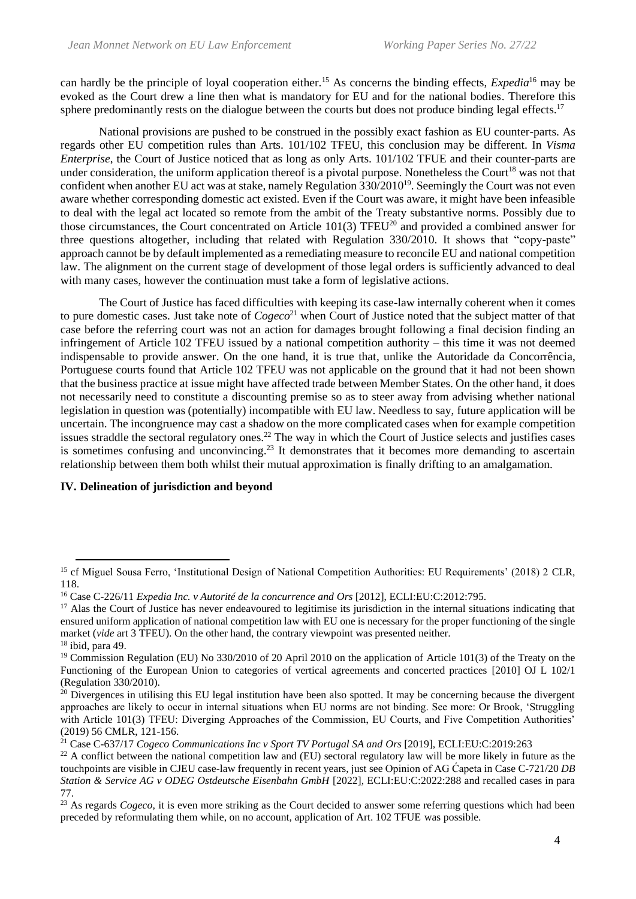can hardly be the principle of loyal cooperation either.[15] As concerns the binding effects, *Expedia*[16] may be evoked as the Court drew a line then what is mandatory for EU and for the national bodies. Therefore this sphere predominantly rests on the dialogue between the courts but does not produce binding legal effects.[17]

National provisions are pushed to be construed in the possibly exact fashion as EU counter-parts. As regards other EU competition rules than Arts. 101/102 TFEU, this conclusion may be different. In *Visma Enterprise*, the Court of Justice noticed that as long as only Arts. 101/102 TFUE and their counter-parts are under consideration, the uniform application thereof is a pivotal purpose. Nonetheless the Court[18] was not that confident when another EU act was at stake, namely Regulation 330/2010[19]. Seemingly the Court was not even aware whether corresponding domestic act existed. Even if the Court was aware, it might have been infeasible to deal with the legal act located so remote from the ambit of the Treaty substantive norms. Possibly due to those circumstances, the Court concentrated on Article 101(3) TFEU[20] and provided a combined answer for three questions altogether, including that related with Regulation 330/2010. It shows that "copy-paste" approach cannot be by default implemented as a remediating measure to reconcile EU and national competition law. The alignment on the current stage of development of those legal orders is sufficiently advanced to deal with many cases, however the continuation must take a form of legislative actions.

The Court of Justice has faced difficulties with keeping its case-law internally coherent when it comes to pure domestic cases. Just take note of *Cogeco*[21] when Court of Justice noted that the subject matter of that case before the referring court was not an action for damages brought following a final decision finding an infringement of Article 102 TFEU issued by a national competition authority – this time it was not deemed indispensable to provide answer. On the one hand, it is true that, unlike the Autoridade da Concorrência, Portuguese courts found that Article 102 TFEU was not applicable on the ground that it had not been shown that the business practice at issue might have affected trade between Member States. On the other hand, it does not necessarily need to constitute a discounting premise so as to steer away from advising whether national legislation in question was (potentially) incompatible with EU law. Needless to say, future application will be uncertain. The incongruence may cast a shadow on the more complicated cases when for example competition issues straddle the sectoral regulatory ones.[22] The way in which the Court of Justice selects and justifies cases is sometimes confusing and unconvincing.[23] It demonstrates that it becomes more demanding to ascertain relationship between them both whilst their mutual approximation is finally drifting to an amalgamation.

**IV. Delineation of jurisdiction and beyond**

---

[15] cf Miguel Sousa Ferro, 'Institutional Design of National Competition Authorities: EU Requirements' (2018) 2 CLR, 118.

[16] Case C-226/11 *Expedia Inc. v Autorité de la concurrence and Ors* [2012], ECLI:EU:C:2012:795.

[17] Alas the Court of Justice has never endeavoured to legitimise its jurisdiction in the internal situations indicating that ensured uniform application of national competition law with EU one is necessary for the proper functioning of the single market (*vide* art 3 TFEU). On the other hand, the contrary viewpoint was presented neither.

[18] ibid, para 49.

[19] Commission Regulation (EU) No 330/2010 of 20 April 2010 on the application of Article 101(3) of the Treaty on the Functioning of the European Union to categories of vertical agreements and concerted practices [2010] OJ L 102/1 (Regulation 330/2010).

[20] Divergences in utilising this EU legal institution have been also spotted. It may be concerning because the divergent approaches are likely to occur in internal situations when EU norms are not binding. See more: Or Brook, 'Struggling with Article 101(3) TFEU: Diverging Approaches of the Commission, EU Courts, and Five Competition Authorities' (2019) 56 CMLR, 121-156.

[21] Case C-637/17 *Cogeco Communications Inc v Sport TV Portugal SA and Ors* [2019], ECLI:EU:C:2019:263

[22] A conflict between the national competition law and (EU) sectoral regulatory law will be more likely in future as the touchpoints are visible in CJEU case-law frequently in recent years, just see Opinion of AG Ćapeta in Case C-721/20 *DB Station & Service AG v ODEG Ostdeutsche Eisenbahn GmbH* [2022], ECLI:EU:C:2022:288 and recalled cases in para 77.

[23] As regards *Cogeco*, it is even more striking as the Court decided to answer some referring questions which had been preceded by reformulating them while, on no account, application of Art. 102 TFUE was possible.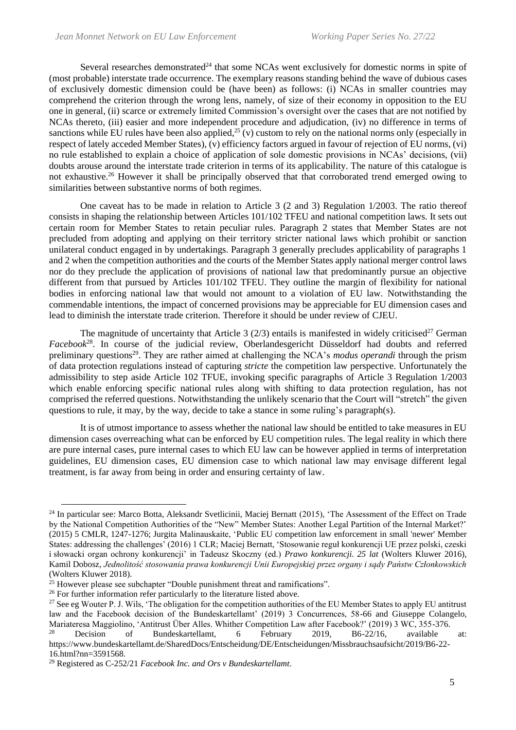Several researches demonstrated[24] that some NCAs went exclusively for domestic norms in spite of (most probable) interstate trade occurrence. The exemplary reasons standing behind the wave of dubious cases of exclusively domestic dimension could be (have been) as follows: (i) NCAs in smaller countries may comprehend the criterion through the wrong lens, namely, of size of their economy in opposition to the EU one in general, (ii) scarce or extremely limited Commission's oversight over the cases that are not notified by NCAs thereto, (iii) easier and more independent procedure and adjudication, (iv) no difference in terms of sanctions while EU rules have been also applied,[25] (v) custom to rely on the national norms only (especially in respect of lately acceded Member States), (v) efficiency factors argued in favour of rejection of EU norms, (vi) no rule established to explain a choice of application of sole domestic provisions in NCAs' decisions, (vii) doubts arouse around the interstate trade criterion in terms of its applicability. The nature of this catalogue is not exhaustive.[26] However it shall be principally observed that that corroborated trend emerged owing to similarities between substantive norms of both regimes.

One caveat has to be made in relation to Article 3 (2 and 3) Regulation 1/2003. The ratio thereof consists in shaping the relationship between Articles 101/102 TFEU and national competition laws. It sets out certain room for Member States to retain peculiar rules. Paragraph 2 states that Member States are not precluded from adopting and applying on their territory stricter national laws which prohibit or sanction unilateral conduct engaged in by undertakings. Paragraph 3 generally precludes applicability of paragraphs 1 and 2 when the competition authorities and the courts of the Member States apply national merger control laws nor do they preclude the application of provisions of national law that predominantly pursue an objective different from that pursued by Articles 101/102 TFEU. They outline the margin of flexibility for national bodies in enforcing national law that would not amount to a violation of EU law. Notwithstanding the commendable intentions, the impact of concerned provisions may be appreciable for EU dimension cases and lead to diminish the interstate trade criterion. Therefore it should be under review of CJEU.

The magnitude of uncertainty that Article 3 (2/3) entails is manifested in widely criticised[27] German *Facebook*[28]. In course of the judicial review, Oberlandesgericht Düsseldorf had doubts and referred preliminary questions[29]. They are rather aimed at challenging the NCA's *modus operandi* through the prism of data protection regulations instead of capturing *stricte* the competition law perspective. Unfortunately the admissibility to step aside Article 102 TFUE, invoking specific paragraphs of Article 3 Regulation 1/2003 which enable enforcing specific national rules along with shifting to data protection regulation, has not comprised the referred questions. Notwithstanding the unlikely scenario that the Court will "stretch" the given questions to rule, it may, by the way, decide to take a stance in some ruling's paragraph(s).

It is of utmost importance to assess whether the national law should be entitled to take measures in EU dimension cases overreaching what can be enforced by EU competition rules. The legal reality in which there are pure internal cases, pure internal cases to which EU law can be however applied in terms of interpretation guidelines, EU dimension cases, EU dimension case to which national law may envisage different legal treatment, is far away from being in order and ensuring certainty of law.

---

[24] In particular see: Marco Botta, Aleksandr Svetlicinii, Maciej Bernatt (2015), 'The Assessment of the Effect on Trade by the National Competition Authorities of the "New" Member States: Another Legal Partition of the Internal Market?' (2015) 5 CMLR, 1247-1276; Jurgita Malinauskaite, 'Public EU competition law enforcement in small 'newer' Member States: addressing the challenges' (2016) 1 CLR; Maciej Bernatt, 'Stosowanie reguł konkurencji UE przez polski, czeski i słowacki organ ochrony konkurencji' in Tadeusz Skoczny (ed.) *Prawo konkurencji. 25 lat* (Wolters Kluwer 2016), Kamil Dobosz, *Jednolitość stosowania prawa konkurencji Unii Europejskiej przez organy i sądy Państw Członkowskich* (Wolters Kluwer 2018).

[25] However please see subchapter "Double punishment threat and ramifications".

[26] For further information refer particularly to the literature listed above.

[27] See eg Wouter P. J. Wils, 'The obligation for the competition authorities of the EU Member States to apply EU antitrust law and the Facebook decision of the Bundeskartellamt' (2019) 3 Concurrences, 58-66 and Giuseppe Colangelo, Mariateresa Maggiolino, 'Antitrust Über Alles. Whither Competition Law after Facebook?' (2019) 3 WC, 355-376.

[28] Decision of Bundeskartellamt, 6 February 2019, B6-22/16, available at: https://www.bundeskartellamt.de/SharedDocs/Entscheidung/DE/Entscheidungen/Missbrauchsaufsicht/2019/B6-22-16.html?nn=3591568.

[29] Registered as C-252/21 *Facebook Inc. and Ors v Bundeskartellamt*.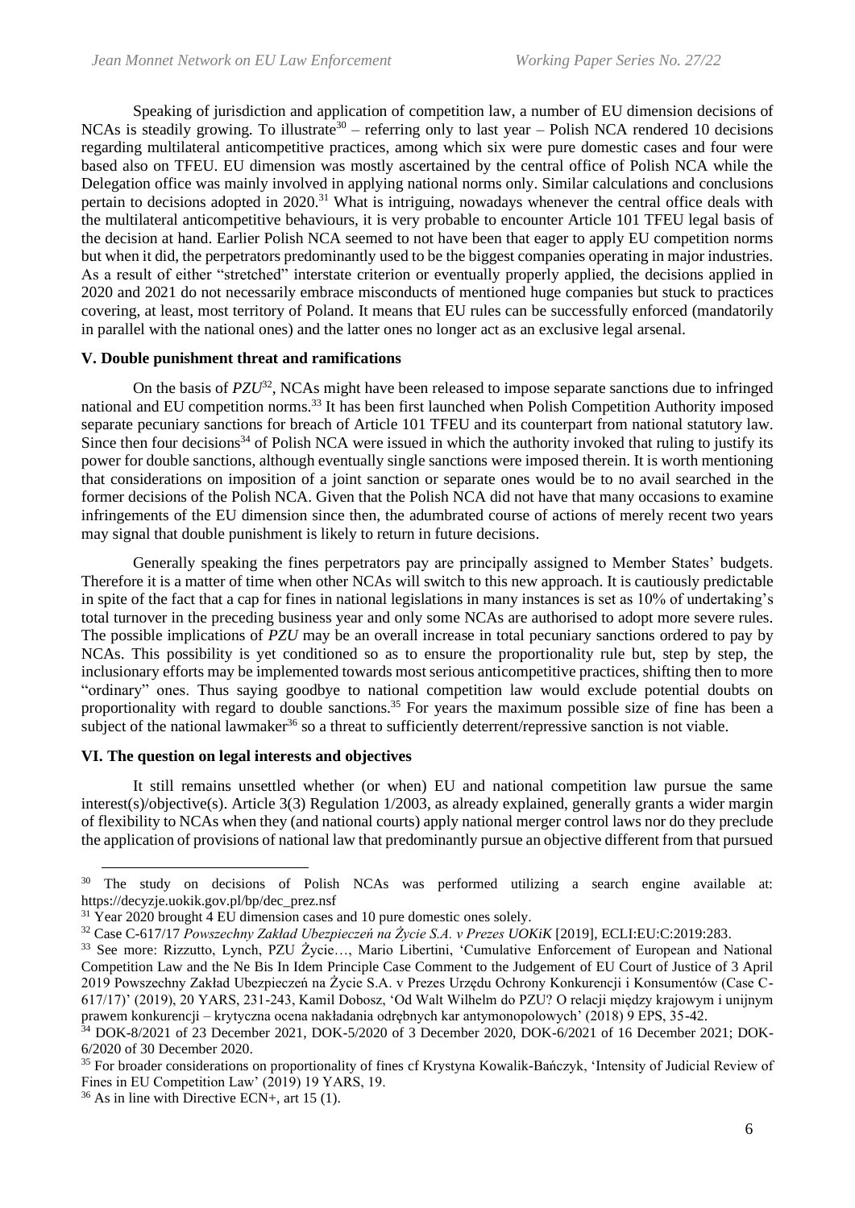Speaking of jurisdiction and application of competition law, a number of EU dimension decisions of NCAs is steadily growing. To illustrate[30] – referring only to last year – Polish NCA rendered 10 decisions regarding multilateral anticompetitive practices, among which six were pure domestic cases and four were based also on TFEU. EU dimension was mostly ascertained by the central office of Polish NCA while the Delegation office was mainly involved in applying national norms only. Similar calculations and conclusions pertain to decisions adopted in 2020.[31] What is intriguing, nowadays whenever the central office deals with the multilateral anticompetitive behaviours, it is very probable to encounter Article 101 TFEU legal basis of the decision at hand. Earlier Polish NCA seemed to not have been that eager to apply EU competition norms but when it did, the perpetrators predominantly used to be the biggest companies operating in major industries. As a result of either "stretched" interstate criterion or eventually properly applied, the decisions applied in 2020 and 2021 do not necessarily embrace misconducts of mentioned huge companies but stuck to practices covering, at least, most territory of Poland. It means that EU rules can be successfully enforced (mandatorily in parallel with the national ones) and the latter ones no longer act as an exclusive legal arsenal.

### V. Double punishment threat and ramifications

On the basis of *PZU*[32], NCAs might have been released to impose separate sanctions due to infringed national and EU competition norms.[33] It has been first launched when Polish Competition Authority imposed separate pecuniary sanctions for breach of Article 101 TFEU and its counterpart from national statutory law. Since then four decisions[34] of Polish NCA were issued in which the authority invoked that ruling to justify its power for double sanctions, although eventually single sanctions were imposed therein. It is worth mentioning that considerations on imposition of a joint sanction or separate ones would be to no avail searched in the former decisions of the Polish NCA. Given that the Polish NCA did not have that many occasions to examine infringements of the EU dimension since then, the adumbrated course of actions of merely recent two years may signal that double punishment is likely to return in future decisions.

Generally speaking the fines perpetrators pay are principally assigned to Member States' budgets. Therefore it is a matter of time when other NCAs will switch to this new approach. It is cautiously predictable in spite of the fact that a cap for fines in national legislations in many instances is set as 10% of undertaking's total turnover in the preceding business year and only some NCAs are authorised to adopt more severe rules. The possible implications of *PZU* may be an overall increase in total pecuniary sanctions ordered to pay by NCAs. This possibility is yet conditioned so as to ensure the proportionality rule but, step by step, the inclusionary efforts may be implemented towards most serious anticompetitive practices, shifting then to more "ordinary" ones. Thus saying goodbye to national competition law would exclude potential doubts on proportionality with regard to double sanctions.[35] For years the maximum possible size of fine has been a subject of the national lawmaker[36] so a threat to sufficiently deterrent/repressive sanction is not viable.

### VI. The question on legal interests and objectives

It still remains unsettled whether (or when) EU and national competition law pursue the same interest(s)/objective(s). Article 3(3) Regulation 1/2003, as already explained, generally grants a wider margin of flexibility to NCAs when they (and national courts) apply national merger control laws nor do they preclude the application of provisions of national law that predominantly pursue an objective different from that pursued

---

[30] The study on decisions of Polish NCAs was performed utilizing a search engine available at: https://decyzje.uokik.gov.pl/bp/dec_prez.nsf

[31] Year 2020 brought 4 EU dimension cases and 10 pure domestic ones solely.

[32] Case C-617/17 *Powszechny Zakład Ubezpieczeń na Życie S.A. v Prezes UOKiK* [2019], ECLI:EU:C:2019:283.

[33] See more: Rizzutto, Lynch, PZU Życie…, Mario Libertini, 'Cumulative Enforcement of European and National Competition Law and the Ne Bis In Idem Principle Case Comment to the Judgement of EU Court of Justice of 3 April 2019 Powszechny Zakład Ubezpieczeń na Życie S.A. v Prezes Urzędu Ochrony Konkurencji i Konsumentów (Case C-617/17)' (2019), 20 YARS, 231-243, Kamil Dobosz, 'Od Walt Wilhelm do PZU? O relacji między krajowym i unijnym prawem konkurencji – krytyczna ocena nakładania odrębnych kar antymonopolowych' (2018) 9 EPS, 35-42.

[34] DOK-8/2021 of 23 December 2021, DOK-5/2020 of 3 December 2020, DOK-6/2021 of 16 December 2021; DOK-6/2020 of 30 December 2020.

[35] For broader considerations on proportionality of fines cf Krystyna Kowalik-Bańczyk, 'Intensity of Judicial Review of Fines in EU Competition Law' (2019) 19 YARS, 19.

[36] As in line with Directive ECN+, art 15 (1).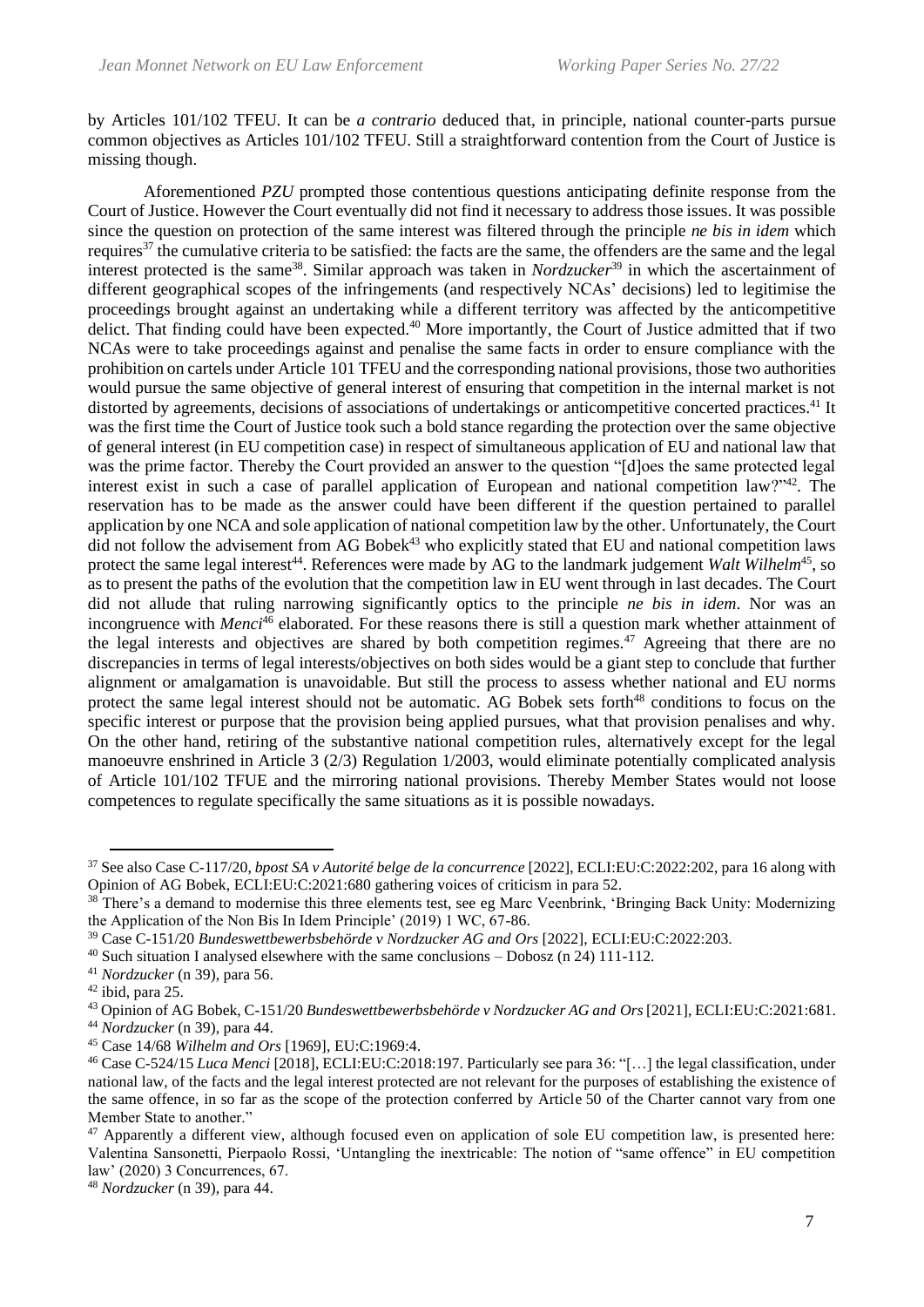by Articles 101/102 TFEU. It can be *a contrario* deduced that, in principle, national counter-parts pursue common objectives as Articles 101/102 TFEU. Still a straightforward contention from the Court of Justice is missing though.

Aforementioned *PZU* prompted those contentious questions anticipating definite response from the Court of Justice. However the Court eventually did not find it necessary to address those issues. It was possible since the question on protection of the same interest was filtered through the principle *ne bis in idem* which requires[37] the cumulative criteria to be satisfied: the facts are the same, the offenders are the same and the legal interest protected is the same[38]. Similar approach was taken in *Nordzucker*[39] in which the ascertainment of different geographical scopes of the infringements (and respectively NCAs' decisions) led to legitimise the proceedings brought against an undertaking while a different territory was affected by the anticompetitive delict. That finding could have been expected.[40] More importantly, the Court of Justice admitted that if two NCAs were to take proceedings against and penalise the same facts in order to ensure compliance with the prohibition on cartels under Article 101 TFEU and the corresponding national provisions, those two authorities would pursue the same objective of general interest of ensuring that competition in the internal market is not distorted by agreements, decisions of associations of undertakings or anticompetitive concerted practices.[41] It was the first time the Court of Justice took such a bold stance regarding the protection over the same objective of general interest (in EU competition case) in respect of simultaneous application of EU and national law that was the prime factor. Thereby the Court provided an answer to the question "[d]oes the same protected legal interest exist in such a case of parallel application of European and national competition law?"[42]. The reservation has to be made as the answer could have been different if the question pertained to parallel application by one NCA and sole application of national competition law by the other. Unfortunately, the Court did not follow the advisement from AG Bobek[43] who explicitly stated that EU and national competition laws protect the same legal interest[44]. References were made by AG to the landmark judgement *Walt Wilhelm*[45], so as to present the paths of the evolution that the competition law in EU went through in last decades. The Court did not allude that ruling narrowing significantly optics to the principle *ne bis in idem*. Nor was an incongruence with *Menci*[46] elaborated. For these reasons there is still a question mark whether attainment of the legal interests and objectives are shared by both competition regimes.[47] Agreeing that there are no discrepancies in terms of legal interests/objectives on both sides would be a giant step to conclude that further alignment or amalgamation is unavoidable. But still the process to assess whether national and EU norms protect the same legal interest should not be automatic. AG Bobek sets forth[48] conditions to focus on the specific interest or purpose that the provision being applied pursues, what that provision penalises and why. On the other hand, retiring of the substantive national competition rules, alternatively except for the legal manoeuvre enshrined in Article 3 (2/3) Regulation 1/2003, would eliminate potentially complicated analysis of Article 101/102 TFUE and the mirroring national provisions. Thereby Member States would not loose competences to regulate specifically the same situations as it is possible nowadays.

---

[37] See also Case C-117/20, *bpost SA v Autorité belge de la concurrence* [2022], ECLI:EU:C:2022:202, para 16 along with Opinion of AG Bobek, ECLI:EU:C:2021:680 gathering voices of criticism in para 52.

[38] There's a demand to modernise this three elements test, see eg Marc Veenbrink, 'Bringing Back Unity: Modernizing the Application of the Non Bis In Idem Principle' (2019) 1 WC, 67-86.

[39] Case C-151/20 *Bundeswettbewerbsbehörde v Nordzucker AG and Ors* [2022], ECLI:EU:C:2022:203.

[40] Such situation I analysed elsewhere with the same conclusions – Dobosz (n 24) 111-112.

[41] *Nordzucker* (n 39), para 56.

[42] ibid, para 25.

[43] Opinion of AG Bobek, C-151/20 *Bundeswettbewerbsbehörde v Nordzucker AG and Ors* [2021], ECLI:EU:C:2021:681.

[44] *Nordzucker* (n 39), para 44.

[45] Case 14/68 *Wilhelm and Ors* [1969], EU:C:1969:4.

[46] Case C-524/15 *Luca Menci* [2018], ECLI:EU:C:2018:197. Particularly see para 36: "[…] the legal classification, under national law, of the facts and the legal interest protected are not relevant for the purposes of establishing the existence of the same offence, in so far as the scope of the protection conferred by Article 50 of the Charter cannot vary from one Member State to another."

[47] Apparently a different view, although focused even on application of sole EU competition law, is presented here: Valentina Sansonetti, Pierpaolo Rossi, 'Untangling the inextricable: The notion of "same offence" in EU competition law' (2020) 3 Concurrences, 67.

[48] *Nordzucker* (n 39), para 44.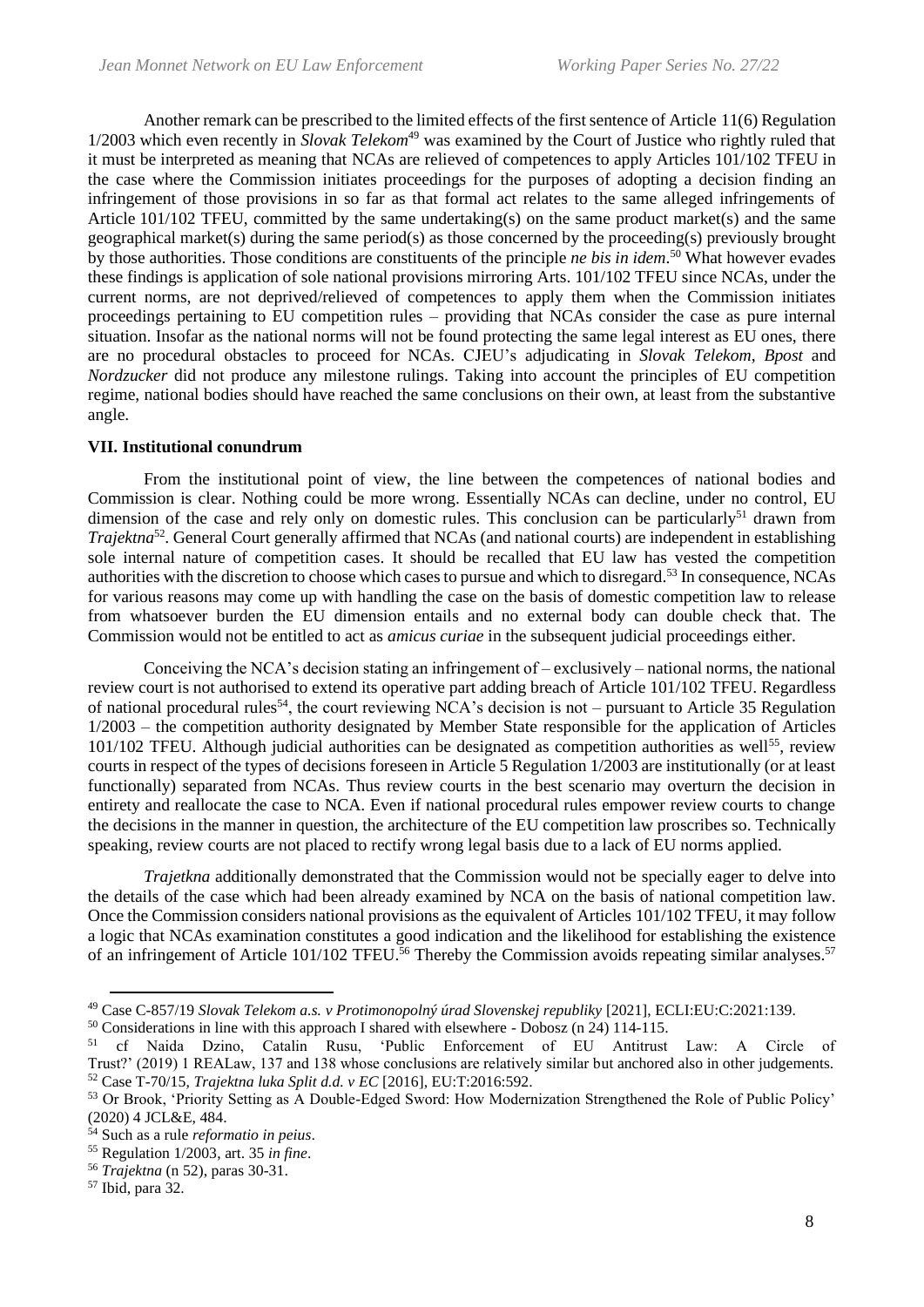Another remark can be prescribed to the limited effects of the first sentence of Article 11(6) Regulation 1/2003 which even recently in *Slovak Telekom*[49] was examined by the Court of Justice who rightly ruled that it must be interpreted as meaning that NCAs are relieved of competences to apply Articles 101/102 TFEU in the case where the Commission initiates proceedings for the purposes of adopting a decision finding an infringement of those provisions in so far as that formal act relates to the same alleged infringements of Article 101/102 TFEU, committed by the same undertaking(s) on the same product market(s) and the same geographical market(s) during the same period(s) as those concerned by the proceeding(s) previously brought by those authorities. Those conditions are constituents of the principle *ne bis in idem*.[50] What however evades these findings is application of sole national provisions mirroring Arts. 101/102 TFEU since NCAs, under the current norms, are not deprived/relieved of competences to apply them when the Commission initiates proceedings pertaining to EU competition rules – providing that NCAs consider the case as pure internal situation. Insofar as the national norms will not be found protecting the same legal interest as EU ones, there are no procedural obstacles to proceed for NCAs. CJEU's adjudicating in *Slovak Telekom*, *Bpost* and *Nordzucker* did not produce any milestone rulings. Taking into account the principles of EU competition regime, national bodies should have reached the same conclusions on their own, at least from the substantive angle.

## VII. Institutional conundrum

From the institutional point of view, the line between the competences of national bodies and Commission is clear. Nothing could be more wrong. Essentially NCAs can decline, under no control, EU dimension of the case and rely only on domestic rules. This conclusion can be particularly[51] drawn from *Trajektna*[52]. General Court generally affirmed that NCAs (and national courts) are independent in establishing sole internal nature of competition cases. It should be recalled that EU law has vested the competition authorities with the discretion to choose which cases to pursue and which to disregard.[53] In consequence, NCAs for various reasons may come up with handling the case on the basis of domestic competition law to release from whatsoever burden the EU dimension entails and no external body can double check that. The Commission would not be entitled to act as *amicus curiae* in the subsequent judicial proceedings either.

Conceiving the NCA's decision stating an infringement of – exclusively – national norms, the national review court is not authorised to extend its operative part adding breach of Article 101/102 TFEU. Regardless of national procedural rules[54], the court reviewing NCA's decision is not – pursuant to Article 35 Regulation 1/2003 – the competition authority designated by Member State responsible for the application of Articles 101/102 TFEU. Although judicial authorities can be designated as competition authorities as well[55], review courts in respect of the types of decisions foreseen in Article 5 Regulation 1/2003 are institutionally (or at least functionally) separated from NCAs. Thus review courts in the best scenario may overturn the decision in entirety and reallocate the case to NCA. Even if national procedural rules empower review courts to change the decisions in the manner in question, the architecture of the EU competition law proscribes so. Technically speaking, review courts are not placed to rectify wrong legal basis due to a lack of EU norms applied.

*Trajetkna* additionally demonstrated that the Commission would not be specially eager to delve into the details of the case which had been already examined by NCA on the basis of national competition law. Once the Commission considers national provisions as the equivalent of Articles 101/102 TFEU, it may follow a logic that NCAs examination constitutes a good indication and the likelihood for establishing the existence of an infringement of Article 101/102 TFEU.[56] Thereby the Commission avoids repeating similar analyses.[57]

---

[49] Case C-857/19 *Slovak Telekom a.s. v Protimonopolný úrad Slovenskej republiky* [2021], ECLI:EU:C:2021:139.

[50] Considerations in line with this approach I shared with elsewhere - Dobosz (n 24) 114-115.

[51] cf Naida Dzino, Catalin Rusu, 'Public Enforcement of EU Antitrust Law: A Circle of Trust?' (2019) 1 REALaw, 137 and 138 whose conclusions are relatively similar but anchored also in other judgements.

[52] Case T-70/15, *Trajektna luka Split d.d. v EC* [2016], EU:T:2016:592.

[53] Or Brook, 'Priority Setting as A Double-Edged Sword: How Modernization Strengthened the Role of Public Policy' (2020) 4 JCL&E, 484.

[54] Such as a rule *reformatio in peius*.

[55] Regulation 1/2003, art. 35 *in fine*.

[56] *Trajektna* (n 52), paras 30-31.

[57] Ibid, para 32.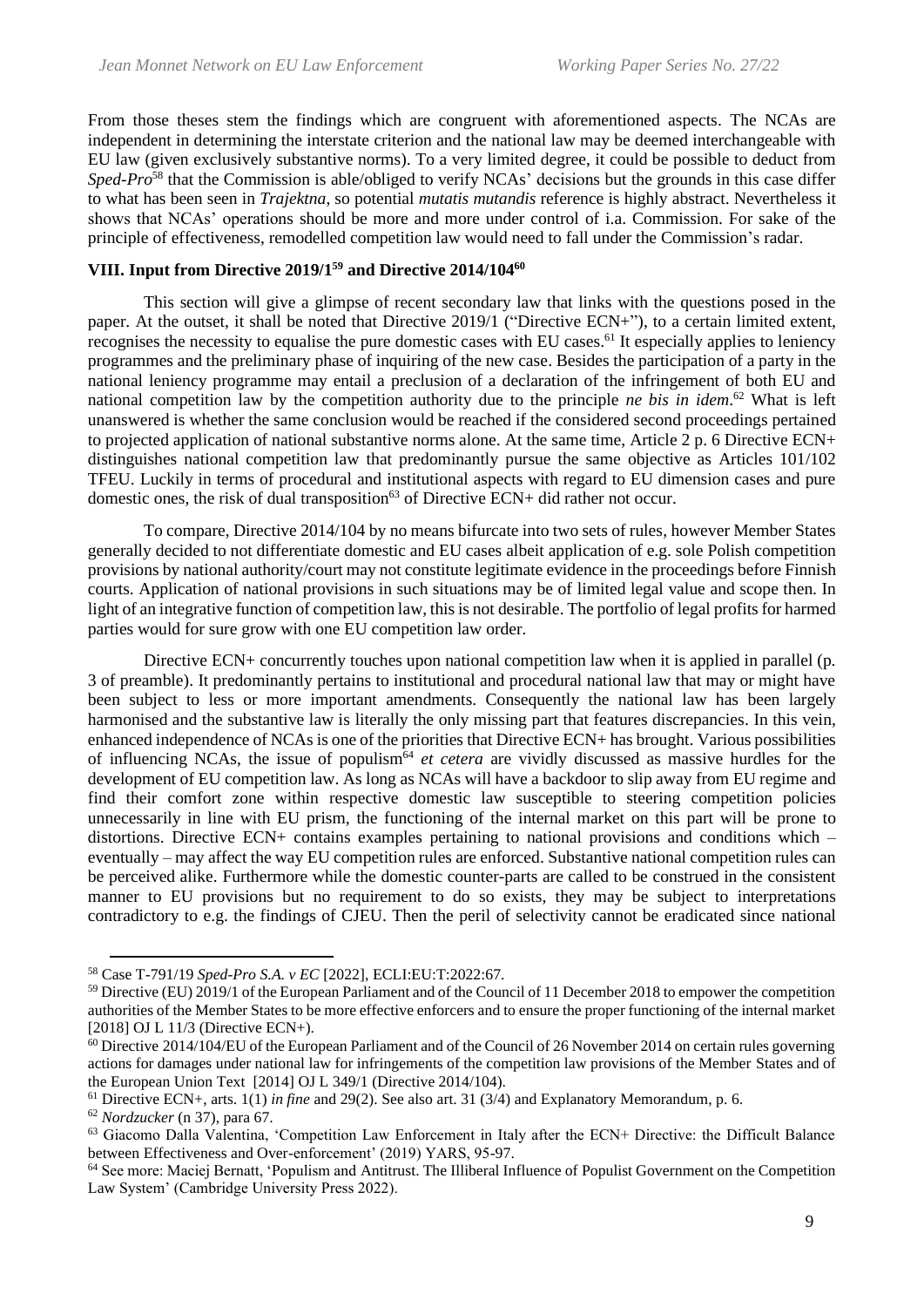From those theses stem the findings which are congruent with aforementioned aspects. The NCAs are independent in determining the interstate criterion and the national law may be deemed interchangeable with EU law (given exclusively substantive norms). To a very limited degree, it could be possible to deduct from *Sped-Pro*[58] that the Commission is able/obliged to verify NCAs' decisions but the grounds in this case differ to what has been seen in *Trajektna*, so potential *mutatis mutandis* reference is highly abstract. Nevertheless it shows that NCAs' operations should be more and more under control of i.a. Commission. For sake of the principle of effectiveness, remodelled competition law would need to fall under the Commission's radar.

## VIII. Input from Directive 2019/1[59] and Directive 2014/104[60]

This section will give a glimpse of recent secondary law that links with the questions posed in the paper. At the outset, it shall be noted that Directive 2019/1 ("Directive ECN+"), to a certain limited extent, recognises the necessity to equalise the pure domestic cases with EU cases.[61] It especially applies to leniency programmes and the preliminary phase of inquiring of the new case. Besides the participation of a party in the national leniency programme may entail a preclusion of a declaration of the infringement of both EU and national competition law by the competition authority due to the principle *ne bis in idem*.[62] What is left unanswered is whether the same conclusion would be reached if the considered second proceedings pertained to projected application of national substantive norms alone. At the same time, Article 2 p. 6 Directive ECN+ distinguishes national competition law that predominantly pursue the same objective as Articles 101/102 TFEU. Luckily in terms of procedural and institutional aspects with regard to EU dimension cases and pure domestic ones, the risk of dual transposition[63] of Directive ECN+ did rather not occur.

To compare, Directive 2014/104 by no means bifurcate into two sets of rules, however Member States generally decided to not differentiate domestic and EU cases albeit application of e.g. sole Polish competition provisions by national authority/court may not constitute legitimate evidence in the proceedings before Finnish courts. Application of national provisions in such situations may be of limited legal value and scope then. In light of an integrative function of competition law, this is not desirable. The portfolio of legal profits for harmed parties would for sure grow with one EU competition law order.

Directive ECN+ concurrently touches upon national competition law when it is applied in parallel (p. 3 of preamble). It predominantly pertains to institutional and procedural national law that may or might have been subject to less or more important amendments. Consequently the national law has been largely harmonised and the substantive law is literally the only missing part that features discrepancies. In this vein, enhanced independence of NCAs is one of the priorities that Directive ECN+ has brought. Various possibilities of influencing NCAs, the issue of populism[64] *et cetera* are vividly discussed as massive hurdles for the development of EU competition law. As long as NCAs will have a backdoor to slip away from EU regime and find their comfort zone within respective domestic law susceptible to steering competition policies unnecessarily in line with EU prism, the functioning of the internal market on this part will be prone to distortions. Directive ECN+ contains examples pertaining to national provisions and conditions which – eventually – may affect the way EU competition rules are enforced. Substantive national competition rules can be perceived alike. Furthermore while the domestic counter-parts are called to be construed in the consistent manner to EU provisions but no requirement to do so exists, they may be subject to interpretations contradictory to e.g. the findings of CJEU. Then the peril of selectivity cannot be eradicated since national

---

[58] Case T-791/19 *Sped-Pro S.A. v EC* [2022], ECLI:EU:T:2022:67.

[59] Directive (EU) 2019/1 of the European Parliament and of the Council of 11 December 2018 to empower the competition authorities of the Member States to be more effective enforcers and to ensure the proper functioning of the internal market [2018] OJ L 11/3 (Directive ECN+).

[60] Directive 2014/104/EU of the European Parliament and of the Council of 26 November 2014 on certain rules governing actions for damages under national law for infringements of the competition law provisions of the Member States and of the European Union Text [2014] OJ L 349/1 (Directive 2014/104).

[61] Directive ECN+, arts. 1(1) *in fine* and 29(2). See also art. 31 (3/4) and Explanatory Memorandum, p. 6.

[62] *Nordzucker* (n 37), para 67.

[63] Giacomo Dalla Valentina, 'Competition Law Enforcement in Italy after the ECN+ Directive: the Difficult Balance between Effectiveness and Over-enforcement' (2019) YARS, 95-97.

[64] See more: Maciej Bernatt, 'Populism and Antitrust. The Illiberal Influence of Populist Government on the Competition Law System' (Cambridge University Press 2022).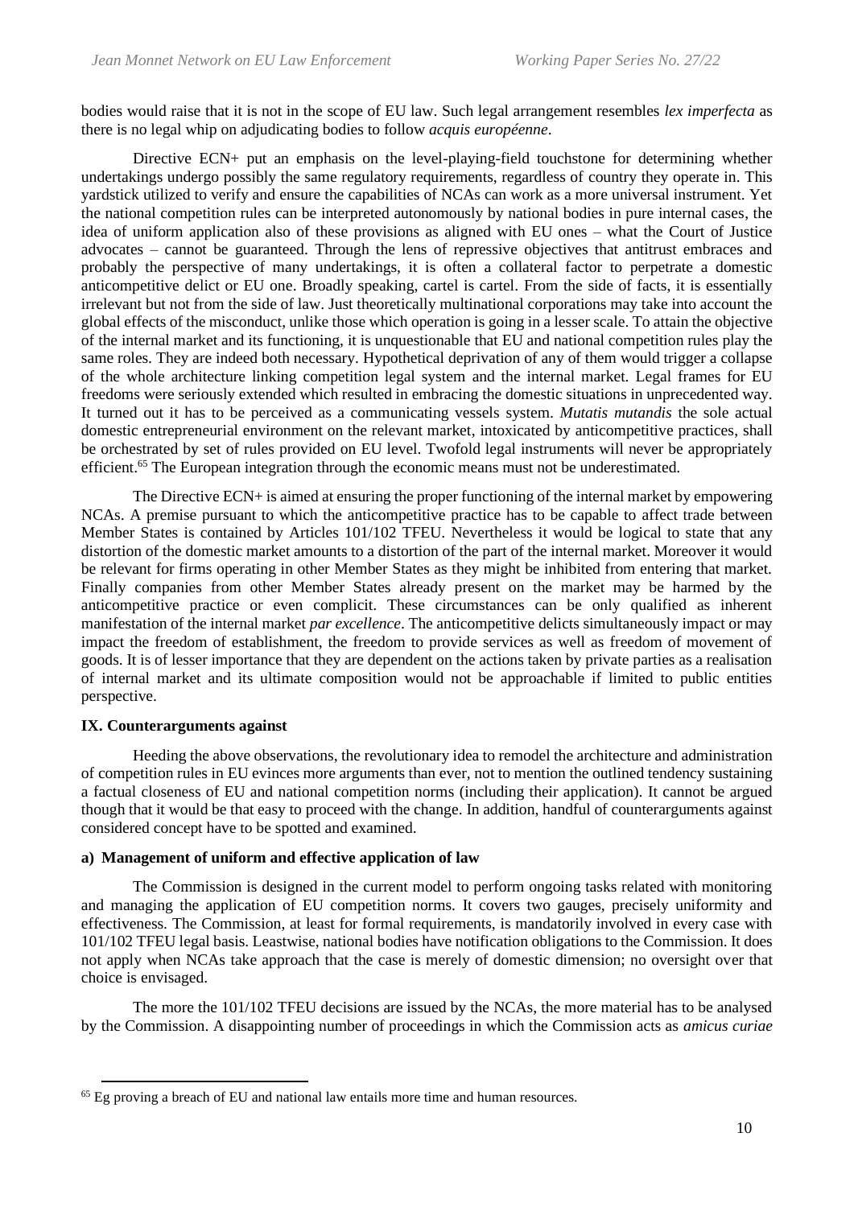bodies would raise that it is not in the scope of EU law. Such legal arrangement resembles *lex imperfecta* as there is no legal whip on adjudicating bodies to follow *acquis européenne*.

Directive ECN+ put an emphasis on the level-playing-field touchstone for determining whether undertakings undergo possibly the same regulatory requirements, regardless of country they operate in. This yardstick utilized to verify and ensure the capabilities of NCAs can work as a more universal instrument. Yet the national competition rules can be interpreted autonomously by national bodies in pure internal cases, the idea of uniform application also of these provisions as aligned with EU ones – what the Court of Justice advocates – cannot be guaranteed. Through the lens of repressive objectives that antitrust embraces and probably the perspective of many undertakings, it is often a collateral factor to perpetrate a domestic anticompetitive delict or EU one. Broadly speaking, cartel is cartel. From the side of facts, it is essentially irrelevant but not from the side of law. Just theoretically multinational corporations may take into account the global effects of the misconduct, unlike those which operation is going in a lesser scale. To attain the objective of the internal market and its functioning, it is unquestionable that EU and national competition rules play the same roles. They are indeed both necessary. Hypothetical deprivation of any of them would trigger a collapse of the whole architecture linking competition legal system and the internal market. Legal frames for EU freedoms were seriously extended which resulted in embracing the domestic situations in unprecedented way. It turned out it has to be perceived as a communicating vessels system. *Mutatis mutandis* the sole actual domestic entrepreneurial environment on the relevant market, intoxicated by anticompetitive practices, shall be orchestrated by set of rules provided on EU level. Twofold legal instruments will never be appropriately efficient.[65] The European integration through the economic means must not be underestimated.

The Directive ECN+ is aimed at ensuring the proper functioning of the internal market by empowering NCAs. A premise pursuant to which the anticompetitive practice has to be capable to affect trade between Member States is contained by Articles 101/102 TFEU. Nevertheless it would be logical to state that any distortion of the domestic market amounts to a distortion of the part of the internal market. Moreover it would be relevant for firms operating in other Member States as they might be inhibited from entering that market. Finally companies from other Member States already present on the market may be harmed by the anticompetitive practice or even complicit. These circumstances can be only qualified as inherent manifestation of the internal market *par excellence*. The anticompetitive delicts simultaneously impact or may impact the freedom of establishment, the freedom to provide services as well as freedom of movement of goods. It is of lesser importance that they are dependent on the actions taken by private parties as a realisation of internal market and its ultimate composition would not be approachable if limited to public entities perspective.

## IX. Counterarguments against

Heeding the above observations, the revolutionary idea to remodel the architecture and administration of competition rules in EU evinces more arguments than ever, not to mention the outlined tendency sustaining a factual closeness of EU and national competition norms (including their application). It cannot be argued though that it would be that easy to proceed with the change. In addition, handful of counterarguments against considered concept have to be spotted and examined.

### a) Management of uniform and effective application of law

The Commission is designed in the current model to perform ongoing tasks related with monitoring and managing the application of EU competition norms. It covers two gauges, precisely uniformity and effectiveness. The Commission, at least for formal requirements, is mandatorily involved in every case with 101/102 TFEU legal basis. Leastwise, national bodies have notification obligations to the Commission. It does not apply when NCAs take approach that the case is merely of domestic dimension; no oversight over that choice is envisaged.

The more the 101/102 TFEU decisions are issued by the NCAs, the more material has to be analysed by the Commission. A disappointing number of proceedings in which the Commission acts as *amicus curiae*

[65] Eg proving a breach of EU and national law entails more time and human resources.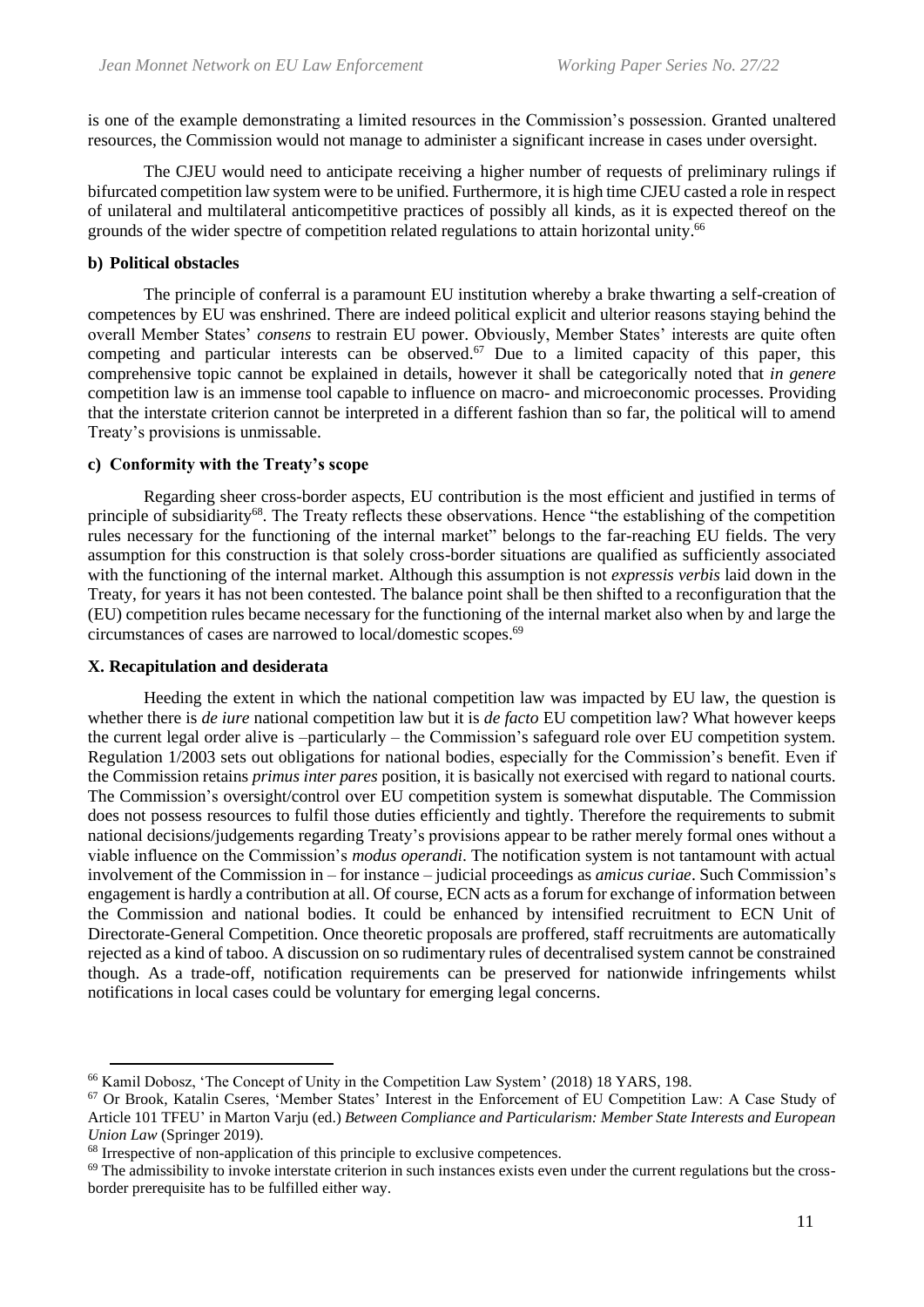is one of the example demonstrating a limited resources in the Commission's possession. Granted unaltered resources, the Commission would not manage to administer a significant increase in cases under oversight.

The CJEU would need to anticipate receiving a higher number of requests of preliminary rulings if bifurcated competition law system were to be unified. Furthermore, it is high time CJEU casted a role in respect of unilateral and multilateral anticompetitive practices of possibly all kinds, as it is expected thereof on the grounds of the wider spectre of competition related regulations to attain horizontal unity.[66]

#### b) Political obstacles

The principle of conferral is a paramount EU institution whereby a brake thwarting a self-creation of competences by EU was enshrined. There are indeed political explicit and ulterior reasons staying behind the overall Member States' *consens* to restrain EU power. Obviously, Member States' interests are quite often competing and particular interests can be observed.[67] Due to a limited capacity of this paper, this comprehensive topic cannot be explained in details, however it shall be categorically noted that *in genere* competition law is an immense tool capable to influence on macro- and microeconomic processes. Providing that the interstate criterion cannot be interpreted in a different fashion than so far, the political will to amend Treaty's provisions is unmissable.

#### c) Conformity with the Treaty's scope

Regarding sheer cross-border aspects, EU contribution is the most efficient and justified in terms of principle of subsidiarity[68]. The Treaty reflects these observations. Hence "the establishing of the competition rules necessary for the functioning of the internal market" belongs to the far-reaching EU fields. The very assumption for this construction is that solely cross-border situations are qualified as sufficiently associated with the functioning of the internal market. Although this assumption is not *expressis verbis* laid down in the Treaty, for years it has not been contested. The balance point shall be then shifted to a reconfiguration that the (EU) competition rules became necessary for the functioning of the internal market also when by and large the circumstances of cases are narrowed to local/domestic scopes.[69]

### X. Recapitulation and desiderata

Heeding the extent in which the national competition law was impacted by EU law, the question is whether there is *de iure* national competition law but it is *de facto* EU competition law? What however keeps the current legal order alive is –particularly – the Commission's safeguard role over EU competition system. Regulation 1/2003 sets out obligations for national bodies, especially for the Commission's benefit. Even if the Commission retains *primus inter pares* position, it is basically not exercised with regard to national courts. The Commission's oversight/control over EU competition system is somewhat disputable. The Commission does not possess resources to fulfil those duties efficiently and tightly. Therefore the requirements to submit national decisions/judgements regarding Treaty's provisions appear to be rather merely formal ones without a viable influence on the Commission's *modus operandi*. The notification system is not tantamount with actual involvement of the Commission in – for instance – judicial proceedings as *amicus curiae*. Such Commission's engagement is hardly a contribution at all. Of course, ECN acts as a forum for exchange of information between the Commission and national bodies. It could be enhanced by intensified recruitment to ECN Unit of Directorate-General Competition. Once theoretic proposals are proffered, staff recruitments are automatically rejected as a kind of taboo. A discussion on so rudimentary rules of decentralised system cannot be constrained though. As a trade-off, notification requirements can be preserved for nationwide infringements whilst notifications in local cases could be voluntary for emerging legal concerns.

---

[66] Kamil Dobosz, 'The Concept of Unity in the Competition Law System' (2018) 18 YARS, 198.

[67] Or Brook, Katalin Cseres, 'Member States' Interest in the Enforcement of EU Competition Law: A Case Study of Article 101 TFEU' in Marton Varju (ed.) *Between Compliance and Particularism: Member State Interests and European Union Law* (Springer 2019).

[68] Irrespective of non-application of this principle to exclusive competences.

[69] The admissibility to invoke interstate criterion in such instances exists even under the current regulations but the cross-border prerequisite has to be fulfilled either way.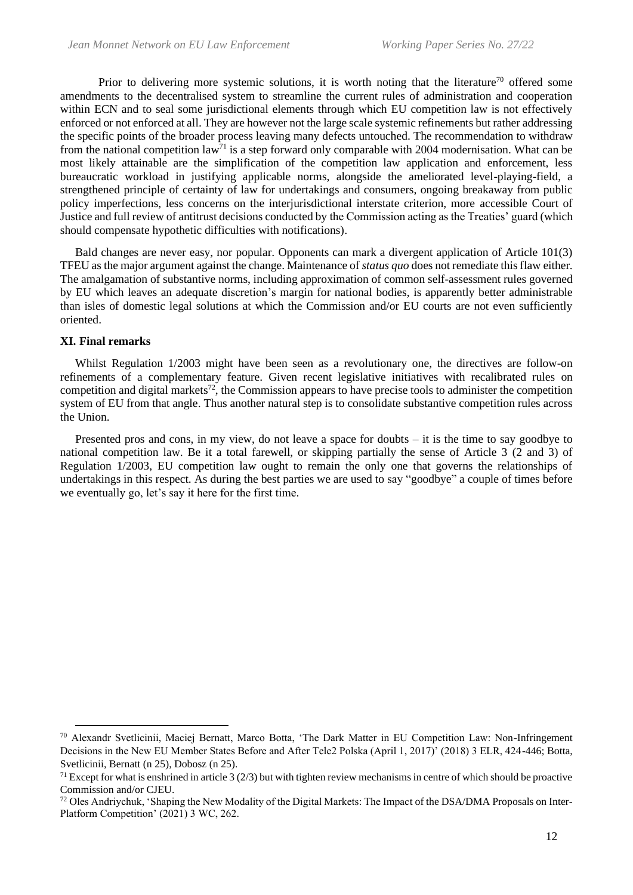Prior to delivering more systemic solutions, it is worth noting that the literature[70] offered some amendments to the decentralised system to streamline the current rules of administration and cooperation within ECN and to seal some jurisdictional elements through which EU competition law is not effectively enforced or not enforced at all. They are however not the large scale systemic refinements but rather addressing the specific points of the broader process leaving many defects untouched. The recommendation to withdraw from the national competition law[71] is a step forward only comparable with 2004 modernisation. What can be most likely attainable are the simplification of the competition law application and enforcement, less bureaucratic workload in justifying applicable norms, alongside the ameliorated level-playing-field, a strengthened principle of certainty of law for undertakings and consumers, ongoing breakaway from public policy imperfections, less concerns on the interjurisdictional interstate criterion, more accessible Court of Justice and full review of antitrust decisions conducted by the Commission acting as the Treaties' guard (which should compensate hypothetic difficulties with notifications).

Bald changes are never easy, nor popular. Opponents can mark a divergent application of Article 101(3) TFEU as the major argument against the change. Maintenance of *status quo* does not remediate this flaw either. The amalgamation of substantive norms, including approximation of common self-assessment rules governed by EU which leaves an adequate discretion's margin for national bodies, is apparently better administrable than isles of domestic legal solutions at which the Commission and/or EU courts are not even sufficiently oriented.

## XI. Final remarks

Whilst Regulation 1/2003 might have been seen as a revolutionary one, the directives are follow-on refinements of a complementary feature. Given recent legislative initiatives with recalibrated rules on competition and digital markets[72], the Commission appears to have precise tools to administer the competition system of EU from that angle. Thus another natural step is to consolidate substantive competition rules across the Union.

Presented pros and cons, in my view, do not leave a space for doubts – it is the time to say goodbye to national competition law. Be it a total farewell, or skipping partially the sense of Article 3 (2 and 3) of Regulation 1/2003, EU competition law ought to remain the only one that governs the relationships of undertakings in this respect. As during the best parties we are used to say "goodbye" a couple of times before we eventually go, let's say it here for the first time.

---

[70] Alexandr Svetlicinii, Maciej Bernatt, Marco Botta, 'The Dark Matter in EU Competition Law: Non-Infringement Decisions in the New EU Member States Before and After Tele2 Polska (April 1, 2017)' (2018) 3 ELR, 424-446; Botta, Svetlicinii, Bernatt (n 25), Dobosz (n 25).

[71] Except for what is enshrined in article 3 (2/3) but with tighten review mechanisms in centre of which should be proactive Commission and/or CJEU.

[72] Oles Andriychuk, 'Shaping the New Modality of the Digital Markets: The Impact of the DSA/DMA Proposals on Inter-Platform Competition' (2021) 3 WC, 262.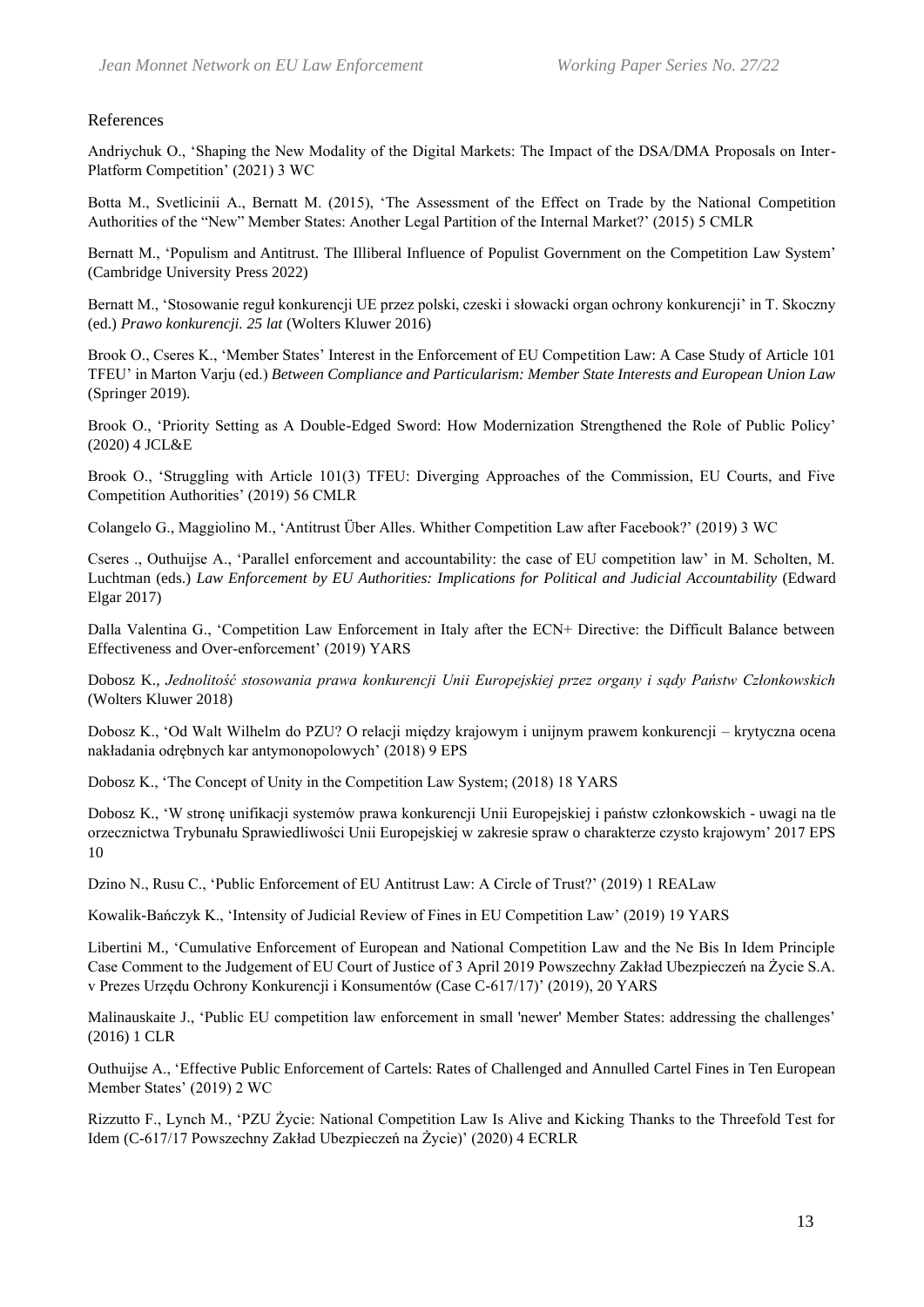References

Andriychuk O., 'Shaping the New Modality of the Digital Markets: The Impact of the DSA/DMA Proposals on Inter-Platform Competition' (2021) 3 WC

Botta M., Svetlicinii A., Bernatt M. (2015), 'The Assessment of the Effect on Trade by the National Competition Authorities of the "New" Member States: Another Legal Partition of the Internal Market?' (2015) 5 CMLR

Bernatt M., 'Populism and Antitrust. The Illiberal Influence of Populist Government on the Competition Law System' (Cambridge University Press 2022)

Bernatt M., 'Stosowanie reguł konkurencji UE przez polski, czeski i słowacki organ ochrony konkurencji' in T. Skoczny (ed.) *Prawo konkurencji. 25 lat* (Wolters Kluwer 2016)

Brook O., Cseres K., 'Member States' Interest in the Enforcement of EU Competition Law: A Case Study of Article 101 TFEU' in Marton Varju (ed.) *Between Compliance and Particularism: Member State Interests and European Union Law* (Springer 2019).

Brook O., 'Priority Setting as A Double-Edged Sword: How Modernization Strengthened the Role of Public Policy' (2020) 4 JCL&E

Brook O., 'Struggling with Article 101(3) TFEU: Diverging Approaches of the Commission, EU Courts, and Five Competition Authorities' (2019) 56 CMLR

Colangelo G., Maggiolino M., 'Antitrust Über Alles. Whither Competition Law after Facebook?' (2019) 3 WC

Cseres ., Outhuijse A., 'Parallel enforcement and accountability: the case of EU competition law' in M. Scholten, M. Luchtman (eds.) *Law Enforcement by EU Authorities: Implications for Political and Judicial Accountability* (Edward Elgar 2017)

Dalla Valentina G., 'Competition Law Enforcement in Italy after the ECN+ Directive: the Difficult Balance between Effectiveness and Over-enforcement' (2019) YARS

Dobosz K., *Jednolitość stosowania prawa konkurencji Unii Europejskiej przez organy i sądy Państw Członkowskich* (Wolters Kluwer 2018)

Dobosz K., 'Od Walt Wilhelm do PZU? O relacji między krajowym i unijnym prawem konkurencji – krytyczna ocena nakładania odrębnych kar antymonopolowych' (2018) 9 EPS

Dobosz K., 'The Concept of Unity in the Competition Law System; (2018) 18 YARS

Dobosz K., 'W stronę unifikacji systemów prawa konkurencji Unii Europejskiej i państw członkowskich - uwagi na tle orzecznictwa Trybunału Sprawiedliwości Unii Europejskiej w zakresie spraw o charakterze czysto krajowym' 2017 EPS 10

Dzino N., Rusu C., 'Public Enforcement of EU Antitrust Law: A Circle of Trust?' (2019) 1 REALaw

Kowalik-Bańczyk K., 'Intensity of Judicial Review of Fines in EU Competition Law' (2019) 19 YARS

Libertini M., 'Cumulative Enforcement of European and National Competition Law and the Ne Bis In Idem Principle Case Comment to the Judgement of EU Court of Justice of 3 April 2019 Powszechny Zakład Ubezpieczeń na Życie S.A. v Prezes Urzędu Ochrony Konkurencji i Konsumentów (Case C-617/17)' (2019), 20 YARS

Malinauskaite J., 'Public EU competition law enforcement in small 'newer' Member States: addressing the challenges' (2016) 1 CLR

Outhuijse A., 'Effective Public Enforcement of Cartels: Rates of Challenged and Annulled Cartel Fines in Ten European Member States' (2019) 2 WC

Rizzutto F., Lynch M., 'PZU Życie: National Competition Law Is Alive and Kicking Thanks to the Threefold Test for Idem (C-617/17 Powszechny Zakład Ubezpieczeń na Życie)' (2020) 4 ECRLR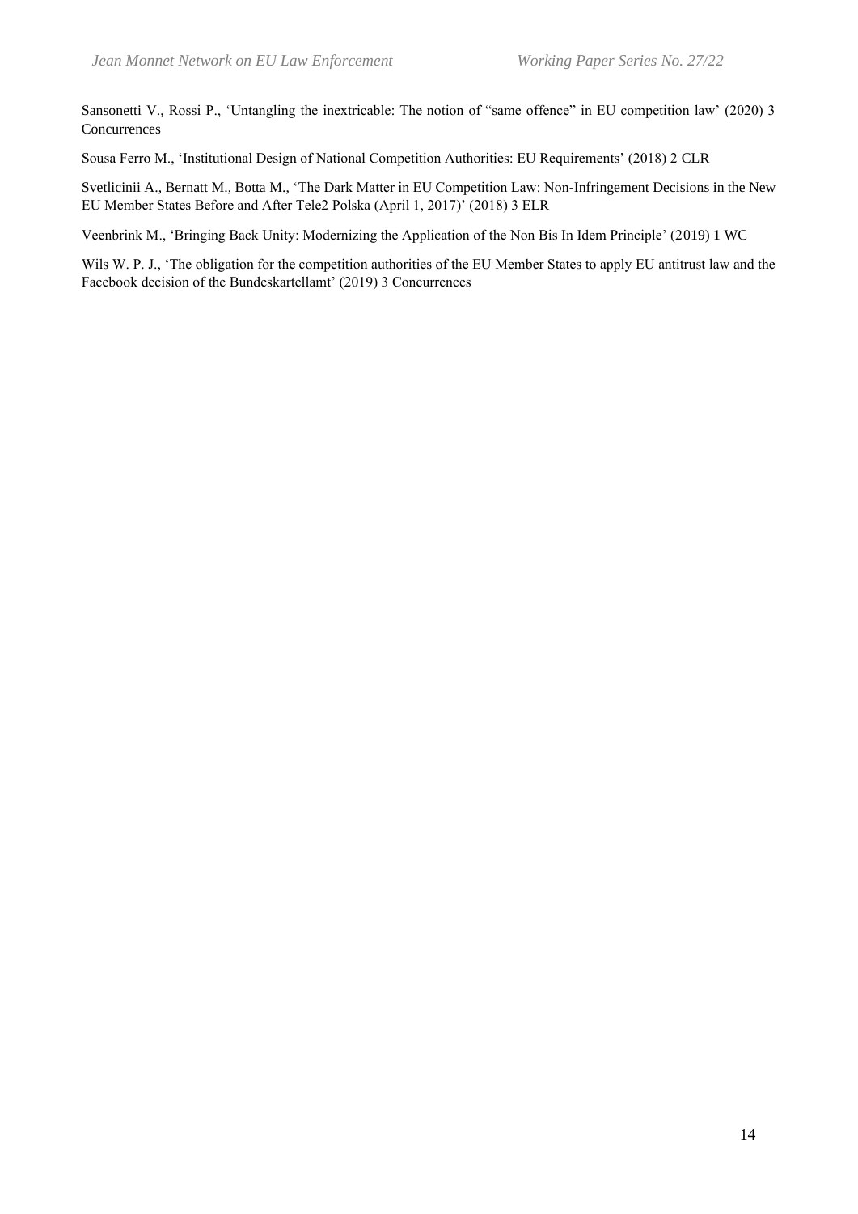Sansonetti V., Rossi P., 'Untangling the inextricable: The notion of "same offence" in EU competition law' (2020) 3 Concurrences

Sousa Ferro M., 'Institutional Design of National Competition Authorities: EU Requirements' (2018) 2 CLR

Svetlicinii A., Bernatt M., Botta M., 'The Dark Matter in EU Competition Law: Non-Infringement Decisions in the New EU Member States Before and After Tele2 Polska (April 1, 2017)' (2018) 3 ELR

Veenbrink M., 'Bringing Back Unity: Modernizing the Application of the Non Bis In Idem Principle' (2019) 1 WC

Wils W. P. J., 'The obligation for the competition authorities of the EU Member States to apply EU antitrust law and the Facebook decision of the Bundeskartellamt' (2019) 3 Concurrences